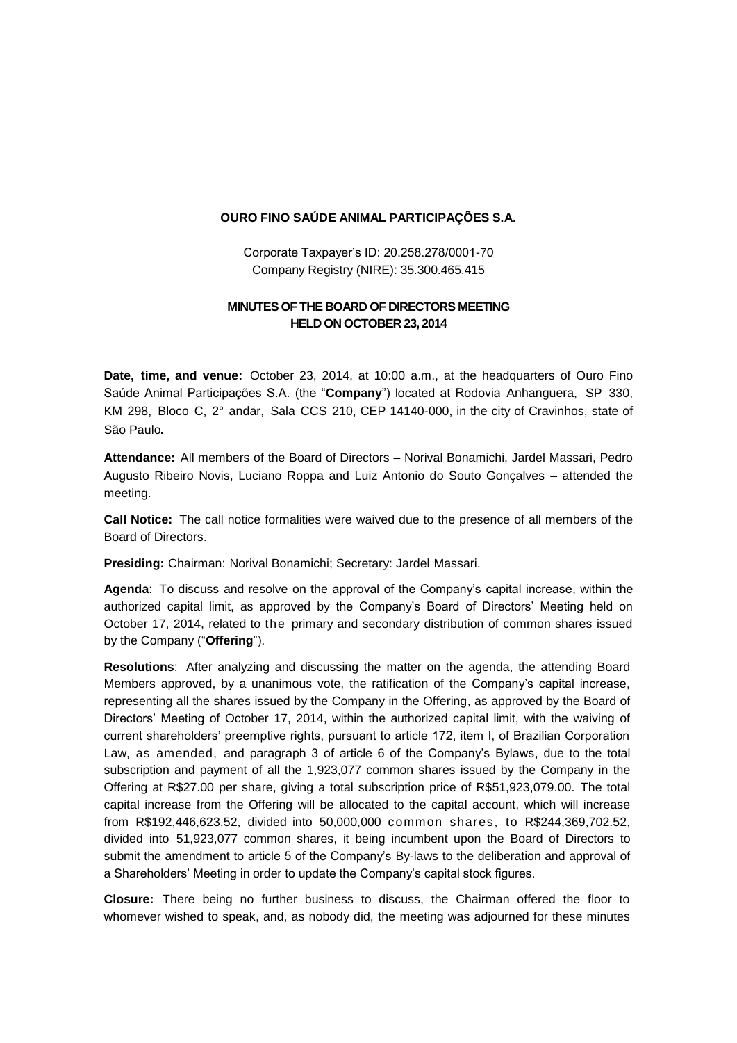**OURO FINO SAÚDE ANIMAL PARTICIPAÇÕES S.A.**

Corporate Taxpayer's ID: 20.258.278/0001-70
Company Registry (NIRE): 35.300.465.415

**MINUTES OF THE BOARD OF DIRECTORS MEETING HELD ON OCTOBER 23, 2014**

**Date, time, and venue:** October 23, 2014, at 10:00 a.m., at the headquarters of Ouro Fino Saúde Animal Participações S.A. (the "**Company**") located at Rodovia Anhanguera, SP 330, KM 298, Bloco C, 2° andar, Sala CCS 210, CEP 14140-000, in the city of Cravinhos, state of São Paulo.

**Attendance:** All members of the Board of Directors – Norival Bonamichi, Jardel Massari, Pedro Augusto Ribeiro Novis, Luciano Roppa and Luiz Antonio do Souto Gonçalves – attended the meeting.

**Call Notice:** The call notice formalities were waived due to the presence of all members of the Board of Directors.

**Presiding:** Chairman: Norival Bonamichi; Secretary: Jardel Massari.

**Agenda**: To discuss and resolve on the approval of the Company's capital increase, within the authorized capital limit, as approved by the Company's Board of Directors' Meeting held on October 17, 2014, related to the primary and secondary distribution of common shares issued by the Company ("**Offering**").

**Resolutions**: After analyzing and discussing the matter on the agenda, the attending Board Members approved, by a unanimous vote, the ratification of the Company's capital increase, representing all the shares issued by the Company in the Offering, as approved by the Board of Directors' Meeting of October 17, 2014, within the authorized capital limit, with the waiving of current shareholders' preemptive rights, pursuant to article 172, item I, of Brazilian Corporation Law, as amended, and paragraph 3 of article 6 of the Company's Bylaws, due to the total subscription and payment of all the 1,923,077 common shares issued by the Company in the Offering at R$27.00 per share, giving a total subscription price of R$51,923,079.00. The total capital increase from the Offering will be allocated to the capital account, which will increase from R$192,446,623.52, divided into 50,000,000 common shares, to R$244,369,702.52, divided into 51,923,077 common shares, it being incumbent upon the Board of Directors to submit the amendment to article 5 of the Company's By-laws to the deliberation and approval of a Shareholders' Meeting in order to update the Company's capital stock figures.

**Closure:** There being no further business to discuss, the Chairman offered the floor to whomever wished to speak, and, as nobody did, the meeting was adjourned for these minutes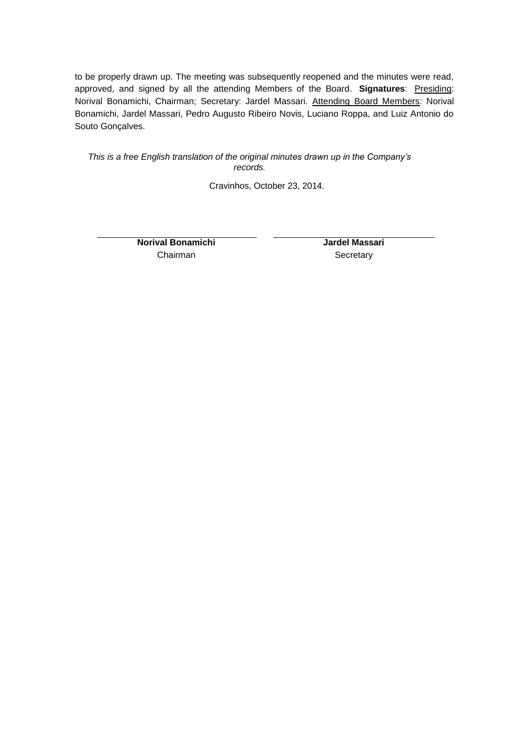to be properly drawn up. The meeting was subsequently reopened and the minutes were read, approved, and signed by all the attending Members of the Board. **Signatures**: Presiding: Norival Bonamichi, Chairman; Secretary: Jardel Massari. Attending Board Members: Norival Bonamichi, Jardel Massari, Pedro Augusto Ribeiro Novis, Luciano Roppa, and Luiz Antonio do Souto Gonçalves.

*This is a free English translation of the original minutes drawn up in the Company's records.*

Cravinhos, October 23, 2014.

| | |
|---|---|
| **Norival Bonamichi** | **Jardel Massari** |
| Chairman | Secretary |